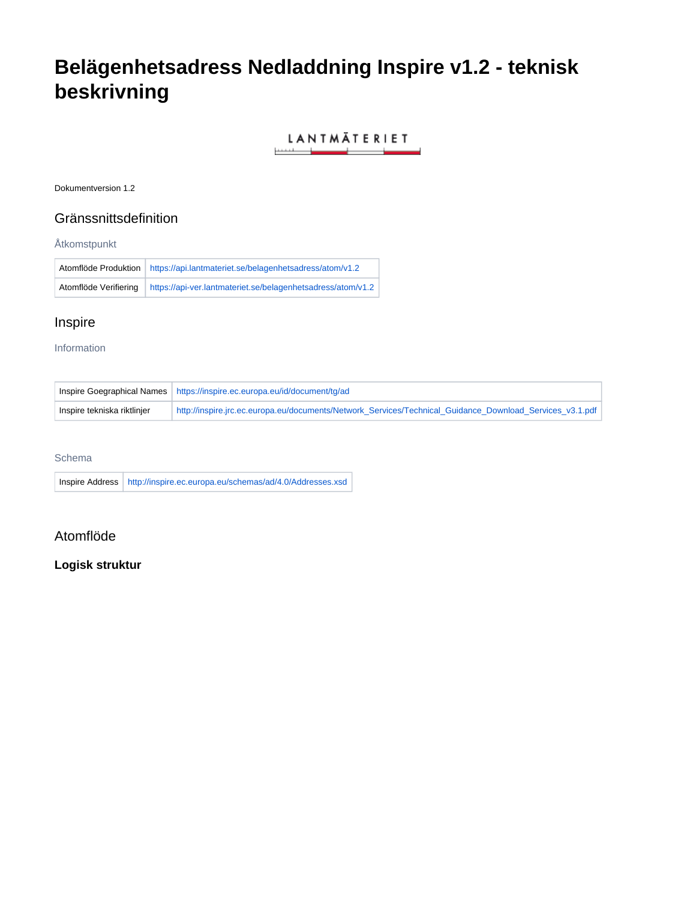# Belägenhetsadress Nedladdning Inspire v1.2 - teknisk beskrivning

LANTMÄTERIET

Dokumentversion 1.2

## Gränssnittsdefinition

### Åtkomstpunkt

| | |
|---|---|
| Atomflöde Produktion | https://api.lantmateriet.se/belagenhetsadress/atom/v1.2 |
| Atomflöde Verifiering | https://api-ver.lantmateriet.se/belagenhetsadress/atom/v1.2 |

## Inspire

### Information

| | |
|---|---|
| Inspire Goegraphical Names | https://inspire.ec.europa.eu/id/document/tg/ad |
| Inspire tekniska riktlinjer | http://inspire.jrc.ec.europa.eu/documents/Network_Services/Technical_Guidance_Download_Services_v3.1.pdf |

### Schema

| | |
|---|---|
| Inspire Address | http://inspire.ec.europa.eu/schemas/ad/4.0/Addresses.xsd |

## Atomflöde

**Logisk struktur**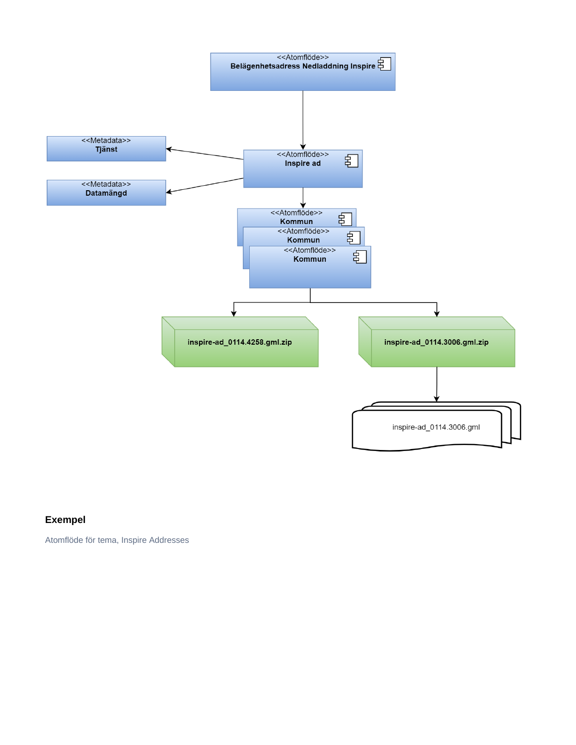<<Atomflöde>>
**Belägenhetsadress Nedladdning Inspire**

<<Metadata>>
**Tjänst**

<<Atomflöde>>
**Inspire ad**

<<Metadata>>
**Datamängd**

<<Atomflöde>>
**Kommun**

<<Atomflöde>>
**Kommun**

<<Atomflöde>>
**Kommun**

**inspire-ad_0114.4258.gml.zip**

**inspire-ad_0114.3006.gml.zip**

inspire-ad_0114.3006.gml

### Exempel

Atomflöde för tema, Inspire Addresses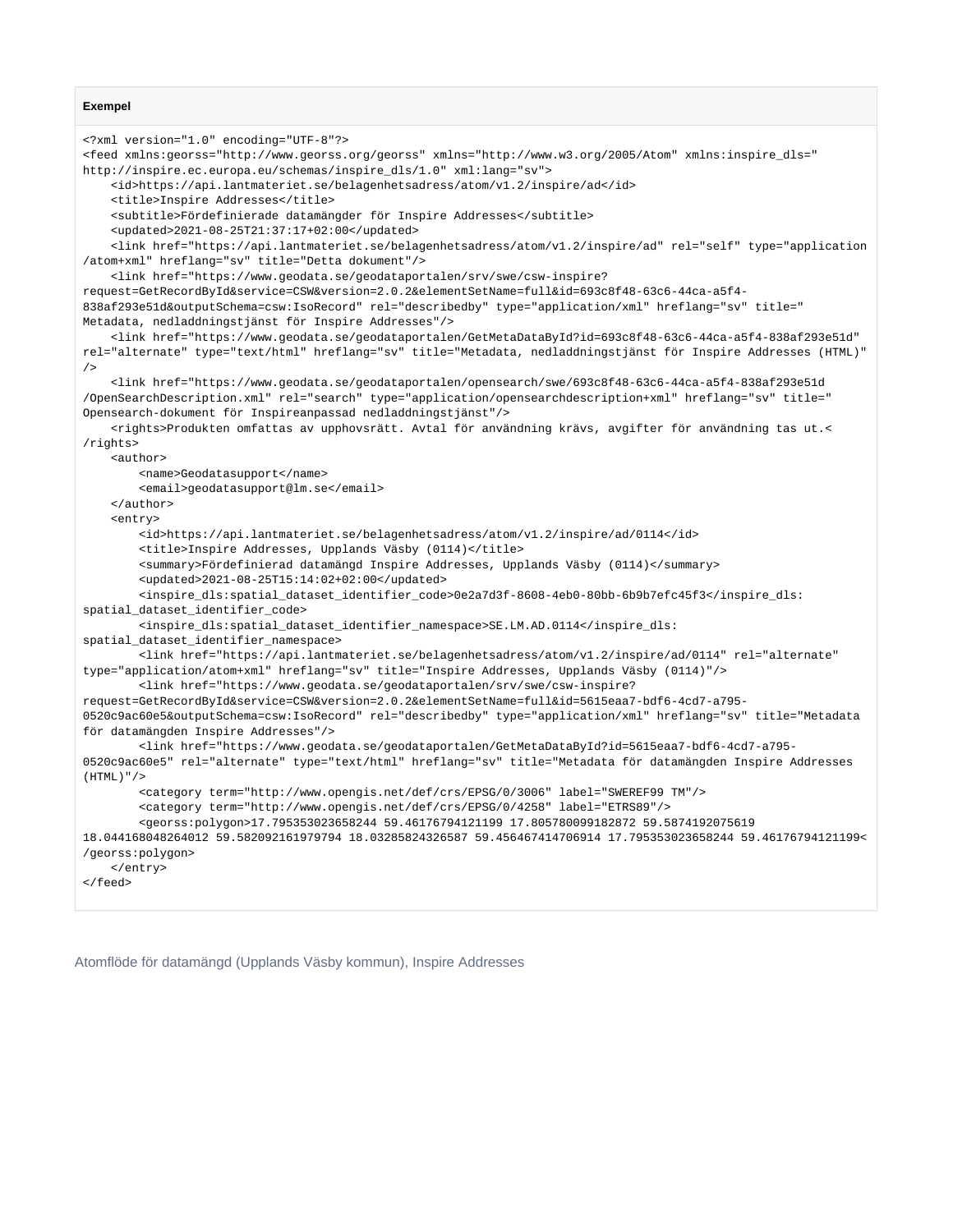**Exempel**

```
<?xml version="1.0" encoding="UTF-8"?>
<feed xmlns:georss="http://www.georss.org/georss" xmlns="http://www.w3.org/2005/Atom" xmlns:inspire_dls="
http://inspire.ec.europa.eu/schemas/inspire_dls/1.0" xml:lang="sv">
    <id>https://api.lantmateriet.se/belagenhetsadress/atom/v1.2/inspire/ad</id>
    <title>Inspire Addresses</title>
    <subtitle>Fördefinierade datamängder för Inspire Addresses</subtitle>
    <updated>2021-08-25T21:37:17+02:00</updated>
    <link href="https://api.lantmateriet.se/belagenhetsadress/atom/v1.2/inspire/ad" rel="self" type="application
/atom+xml" hreflang="sv" title="Detta dokument"/>
    <link href="https://www.geodata.se/geodataportalen/srv/swe/csw-inspire?
request=GetRecordById&service=CSW&version=2.0.2&elementSetName=full&id=693c8f48-63c6-44ca-a5f4-
838af293e51d&outputSchema=csw:IsoRecord" rel="describedby" type="application/xml" hreflang="sv" title="
Metadata, nedladdningstjänst för Inspire Addresses"/>
    <link href="https://www.geodata.se/geodataportalen/GetMetaDataById?id=693c8f48-63c6-44ca-a5f4-838af293e51d"
rel="alternate" type="text/html" hreflang="sv" title="Metadata, nedladdningstjänst för Inspire Addresses (HTML)"
/>
    <link href="https://www.geodata.se/geodataportalen/opensearch/swe/693c8f48-63c6-44ca-a5f4-838af293e51d
/OpenSearchDescription.xml" rel="search" type="application/opensearchdescription+xml" hreflang="sv" title="
Opensearch-dokument för Inspireanpassad nedladdningstjänst"/>
    <rights>Produkten omfattas av upphovsrätt. Avtal för användning krävs, avgifter för användning tas ut.<
/rights>
    <author>
        <name>Geodatasupport</name>
        <email>geodatasupport@lm.se</email>
    </author>
    <entry>
        <id>https://api.lantmateriet.se/belagenhetsadress/atom/v1.2/inspire/ad/0114</id>
        <title>Inspire Addresses, Upplands Väsby (0114)</title>
        <summary>Fördefinierad datamängd Inspire Addresses, Upplands Väsby (0114)</summary>
        <updated>2021-08-25T15:14:02+02:00</updated>
        <inspire_dls:spatial_dataset_identifier_code>0e2a7d3f-8608-4eb0-80bb-6b9b7efc45f3</inspire_dls:
spatial_dataset_identifier_code>
        <inspire_dls:spatial_dataset_identifier_namespace>SE.LM.AD.0114</inspire_dls:
spatial_dataset_identifier_namespace>
        <link href="https://api.lantmateriet.se/belagenhetsadress/atom/v1.2/inspire/ad/0114" rel="alternate"
type="application/atom+xml" hreflang="sv" title="Inspire Addresses, Upplands Väsby (0114)"/>
        <link href="https://www.geodata.se/geodataportalen/srv/swe/csw-inspire?
request=GetRecordById&service=CSW&version=2.0.2&elementSetName=full&id=5615eaa7-bdf6-4cd7-a795-
0520c9ac60e5&outputSchema=csw:IsoRecord" rel="describedby" type="application/xml" hreflang="sv" title="Metadata
för datamängden Inspire Addresses"/>
        <link href="https://www.geodata.se/geodataportalen/GetMetaDataById?id=5615eaa7-bdf6-4cd7-a795-
0520c9ac60e5" rel="alternate" type="text/html" hreflang="sv" title="Metadata för datamängden Inspire Addresses
(HTML)"/>
        <category term="http://www.opengis.net/def/crs/EPSG/0/3006" label="SWEREF99 TM"/>
        <category term="http://www.opengis.net/def/crs/EPSG/0/4258" label="ETRS89"/>
        <georss:polygon>17.795353023658244 59.46176794121199 17.805780099182872 59.5874192075619
18.044168048264012 59.582092161979794 18.03285824326587 59.456467414706914 17.795353023658244 59.46176794121199<
/georss:polygon>
    </entry>
</feed>
```

Atomflöde för datamängd (Upplands Väsby kommun), Inspire Addresses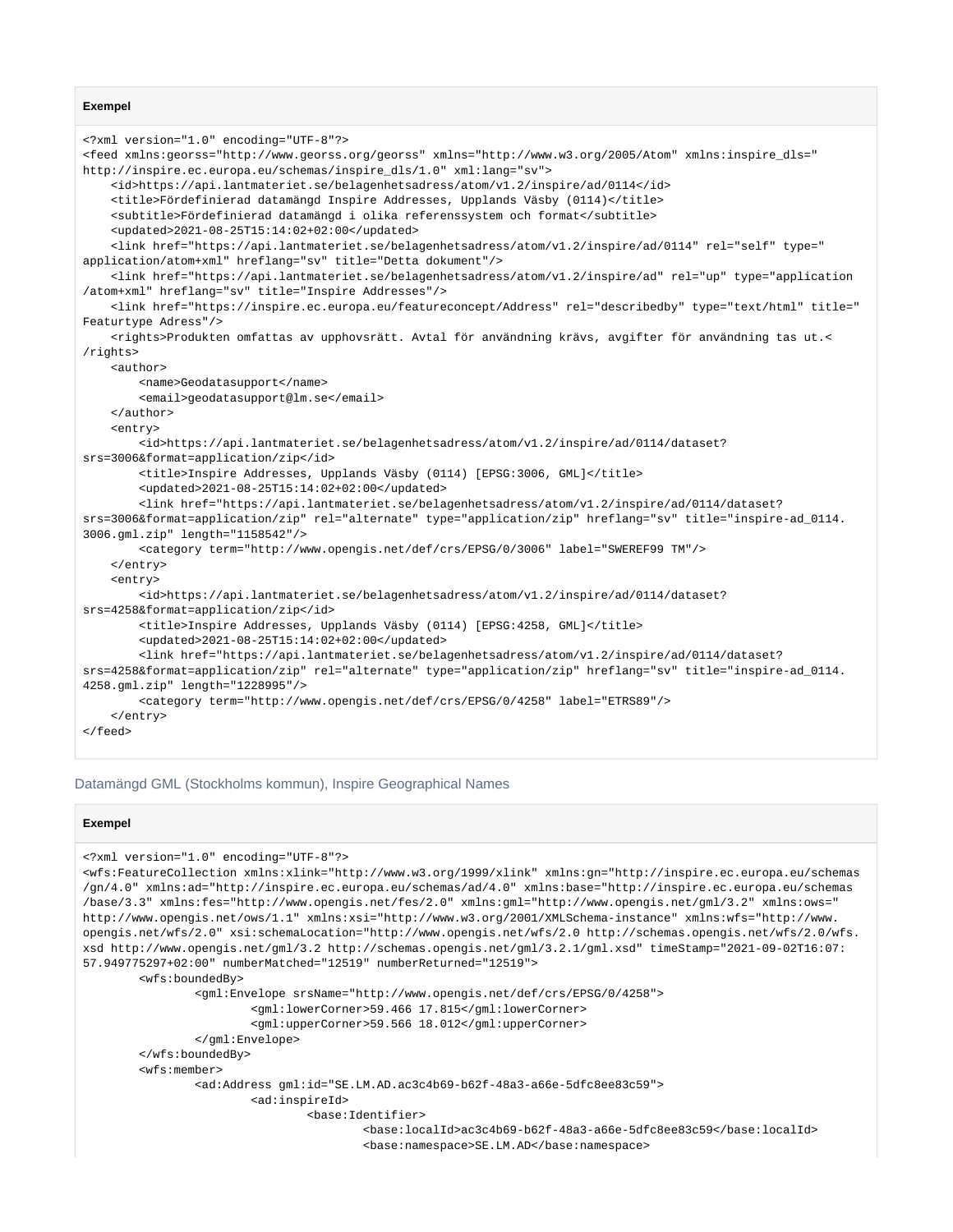**Exempel**

```
<?xml version="1.0" encoding="UTF-8"?>
<feed xmlns:georss="http://www.georss.org/georss" xmlns="http://www.w3.org/2005/Atom" xmlns:inspire_dls="
http://inspire.ec.europa.eu/schemas/inspire_dls/1.0" xml:lang="sv">
    <id>https://api.lantmateriet.se/belagenhetsadress/atom/v1.2/inspire/ad/0114</id>
    <title>Fördefinierad datamängd Inspire Addresses, Upplands Väsby (0114)</title>
    <subtitle>Fördefinierad datamängd i olika referenssystem och format</subtitle>
    <updated>2021-08-25T15:14:02+02:00</updated>
    <link href="https://api.lantmateriet.se/belagenhetsadress/atom/v1.2/inspire/ad/0114" rel="self" type="
application/atom+xml" hreflang="sv" title="Detta dokument"/>
    <link href="https://api.lantmateriet.se/belagenhetsadress/atom/v1.2/inspire/ad" rel="up" type="application
/atom+xml" hreflang="sv" title="Inspire Addresses"/>
    <link href="https://inspire.ec.europa.eu/featureconcept/Address" rel="describedby" type="text/html" title="
Featurtype Adress"/>
    <rights>Produkten omfattas av upphovsrätt. Avtal för användning krävs, avgifter för användning tas ut.<
/rights>
    <author>
        <name>Geodatasupport</name>
        <email>geodatasupport@lm.se</email>
    </author>
    <entry>
        <id>https://api.lantmateriet.se/belagenhetsadress/atom/v1.2/inspire/ad/0114/dataset?
srs=3006&format=application/zip</id>
        <title>Inspire Addresses, Upplands Väsby (0114) [EPSG:3006, GML]</title>
        <updated>2021-08-25T15:14:02+02:00</updated>
        <link href="https://api.lantmateriet.se/belagenhetsadress/atom/v1.2/inspire/ad/0114/dataset?
srs=3006&format=application/zip" rel="alternate" type="application/zip" hreflang="sv" title="inspire-ad_0114.
3006.gml.zip" length="1158542"/>
        <category term="http://www.opengis.net/def/crs/EPSG/0/3006" label="SWEREF99 TM"/>
    </entry>
    <entry>
        <id>https://api.lantmateriet.se/belagenhetsadress/atom/v1.2/inspire/ad/0114/dataset?
srs=4258&format=application/zip</id>
        <title>Inspire Addresses, Upplands Väsby (0114) [EPSG:4258, GML]</title>
        <updated>2021-08-25T15:14:02+02:00</updated>
        <link href="https://api.lantmateriet.se/belagenhetsadress/atom/v1.2/inspire/ad/0114/dataset?
srs=4258&format=application/zip" rel="alternate" type="application/zip" hreflang="sv" title="inspire-ad_0114.
4258.gml.zip" length="1228995"/>
        <category term="http://www.opengis.net/def/crs/EPSG/0/4258" label="ETRS89"/>
    </entry>
</feed>
```

Datamängd GML (Stockholms kommun), Inspire Geographical Names

**Exempel**

```
<?xml version="1.0" encoding="UTF-8"?>
<wfs:FeatureCollection xmlns:xlink="http://www.w3.org/1999/xlink" xmlns:gn="http://inspire.ec.europa.eu/schemas
/gn/4.0" xmlns:ad="http://inspire.ec.europa.eu/schemas/ad/4.0" xmlns:base="http://inspire.ec.europa.eu/schemas
/base/3.3" xmlns:fes="http://www.opengis.net/fes/2.0" xmlns:gml="http://www.opengis.net/gml/3.2" xmlns:ows="
http://www.opengis.net/ows/1.1" xmlns:xsi="http://www.w3.org/2001/XMLSchema-instance" xmlns:wfs="http://www.
opengis.net/wfs/2.0" xsi:schemaLocation="http://www.opengis.net/wfs/2.0 http://schemas.opengis.net/wfs/2.0/wfs.
xsd http://www.opengis.net/gml/3.2 http://schemas.opengis.net/gml/3.2.1/gml.xsd" timeStamp="2021-09-02T16:07:
57.949775297+02:00" numberMatched="12519" numberReturned="12519">
        <wfs:boundedBy>
                <gml:Envelope srsName="http://www.opengis.net/def/crs/EPSG/0/4258">
                        <gml:lowerCorner>59.466 17.815</gml:lowerCorner>
                        <gml:upperCorner>59.566 18.012</gml:upperCorner>
                </gml:Envelope>
        </wfs:boundedBy>
        <wfs:member>
                <ad:Address gml:id="SE.LM.AD.ac3c4b69-b62f-48a3-a66e-5dfc8ee83c59">
                        <ad:inspireId>
                                <base:Identifier>
                                        <base:localId>ac3c4b69-b62f-48a3-a66e-5dfc8ee83c59</base:localId>
                                        <base:namespace>SE.LM.AD</base:namespace>
```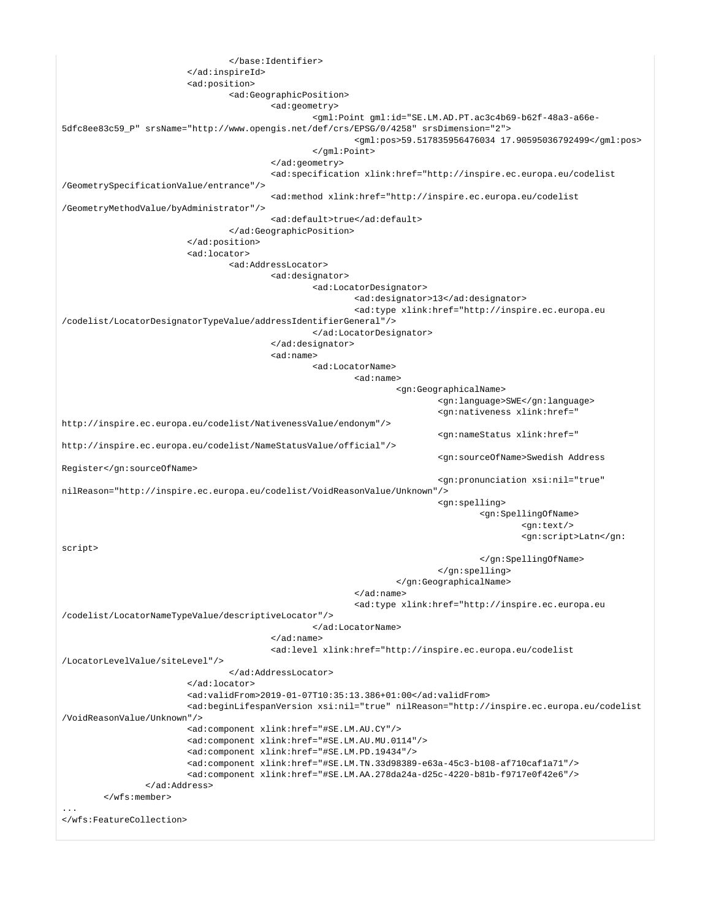```
                                </base:Identifier>
                        </ad:inspireId>
                        <ad:position>
                                <ad:GeographicPosition>
                                        <ad:geometry>
                                                <gml:Point gml:id="SE.LM.AD.PT.ac3c4b69-b62f-48a3-a66e-
5dfc8ee83c59_P" srsName="http://www.opengis.net/def/crs/EPSG/0/4258" srsDimension="2">
                                                        <gml:pos>59.517835956476034 17.90595036792499</gml:pos>
                                                </gml:Point>
                                        </ad:geometry>
                                        <ad:specification xlink:href="http://inspire.ec.europa.eu/codelist
/GeometrySpecificationValue/entrance"/>
                                        <ad:method xlink:href="http://inspire.ec.europa.eu/codelist
/GeometryMethodValue/byAdministrator"/>
                                        <ad:default>true</ad:default>
                                </ad:GeographicPosition>
                        </ad:position>
                        <ad:locator>
                                <ad:AddressLocator>
                                        <ad:designator>
                                                <ad:LocatorDesignator>
                                                        <ad:designator>13</ad:designator>
                                                        <ad:type xlink:href="http://inspire.ec.europa.eu
/codelist/LocatorDesignatorTypeValue/addressIdentifierGeneral"/>
                                                </ad:LocatorDesignator>
                                        </ad:designator>
                                        <ad:name>
                                                <ad:LocatorName>
                                                        <ad:name>
                                                                <gn:GeographicalName>
                                                                        <gn:language>SWE</gn:language>
                                                                        <gn:nativeness xlink:href="
http://inspire.ec.europa.eu/codelist/NativenessValue/endonym"/>
                                                                        <gn:nameStatus xlink:href="
http://inspire.ec.europa.eu/codelist/NameStatusValue/official"/>
                                                                        <gn:sourceOfName>Swedish Address
Register</gn:sourceOfName>
                                                                        <gn:pronunciation xsi:nil="true"
nilReason="http://inspire.ec.europa.eu/codelist/VoidReasonValue/Unknown"/>
                                                                        <gn:spelling>
                                                                                <gn:SpellingOfName>
                                                                                        <gn:text/>
                                                                                        <gn:script>Latn</gn:
script>
                                                                                </gn:SpellingOfName>
                                                                        </gn:spelling>
                                                                </gn:GeographicalName>
                                                        </ad:name>
                                                        <ad:type xlink:href="http://inspire.ec.europa.eu
/codelist/LocatorNameTypeValue/descriptiveLocator"/>
                                                </ad:LocatorName>
                                        </ad:name>
                                        <ad:level xlink:href="http://inspire.ec.europa.eu/codelist
/LocatorLevelValue/siteLevel"/>
                                </ad:AddressLocator>
                        </ad:locator>
                        <ad:validFrom>2019-01-07T10:35:13.386+01:00</ad:validFrom>
                        <ad:beginLifespanVersion xsi:nil="true" nilReason="http://inspire.ec.europa.eu/codelist
/VoidReasonValue/Unknown"/>
                        <ad:component xlink:href="#SE.LM.AU.CY"/>
                        <ad:component xlink:href="#SE.LM.AU.MU.0114"/>
                        <ad:component xlink:href="#SE.LM.PD.19434"/>
                        <ad:component xlink:href="#SE.LM.TN.33d98389-e63a-45c3-b108-af710caf1a71"/>
                        <ad:component xlink:href="#SE.LM.AA.278da24a-d25c-4220-b81b-f9717e0f42e6"/>
                </ad:Address>
        </wfs:member>
...
</wfs:FeatureCollection>
```